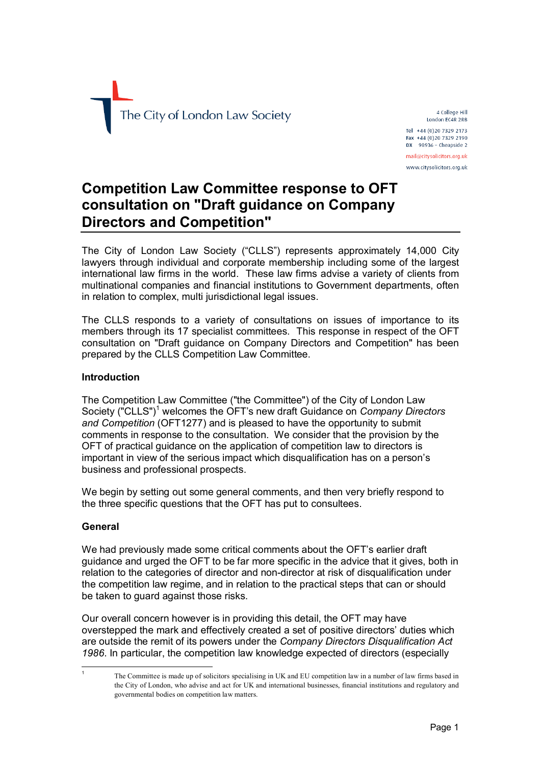The City of London Law Society

4 College Hill
London EC4R 2RB

Tel +44 (0)20 7329 2173
Fax +44 (0)20 7329 2190
DX 98936 – Cheapside 2

mail@citysolicitors.org.uk

www.citysolicitors.org.uk

# Competition Law Committee response to OFT consultation on "Draft guidance on Company Directors and Competition"

The City of London Law Society ("CLLS") represents approximately 14,000 City lawyers through individual and corporate membership including some of the largest international law firms in the world. These law firms advise a variety of clients from multinational companies and financial institutions to Government departments, often in relation to complex, multi jurisdictional legal issues.

The CLLS responds to a variety of consultations on issues of importance to its members through its 17 specialist committees. This response in respect of the OFT consultation on "Draft guidance on Company Directors and Competition" has been prepared by the CLLS Competition Law Committee.

**Introduction**

The Competition Law Committee ("the Committee") of the City of London Law Society ("CLLS")[1] welcomes the OFT's new draft Guidance on *Company Directors and Competition* (OFT1277) and is pleased to have the opportunity to submit comments in response to the consultation. We consider that the provision by the OFT of practical guidance on the application of competition law to directors is important in view of the serious impact which disqualification has on a person's business and professional prospects.

We begin by setting out some general comments, and then very briefly respond to the three specific questions that the OFT has put to consultees.

**General**

We had previously made some critical comments about the OFT's earlier draft guidance and urged the OFT to be far more specific in the advice that it gives, both in relation to the categories of director and non-director at risk of disqualification under the competition law regime, and in relation to the practical steps that can or should be taken to guard against those risks.

Our overall concern however is in providing this detail, the OFT may have overstepped the mark and effectively created a set of positive directors' duties which are outside the remit of its powers under the *Company Directors Disqualification Act 1986*. In particular, the competition law knowledge expected of directors (especially

---

[1] The Committee is made up of solicitors specialising in UK and EU competition law in a number of law firms based in the City of London, who advise and act for UK and international businesses, financial institutions and regulatory and governmental bodies on competition law matters.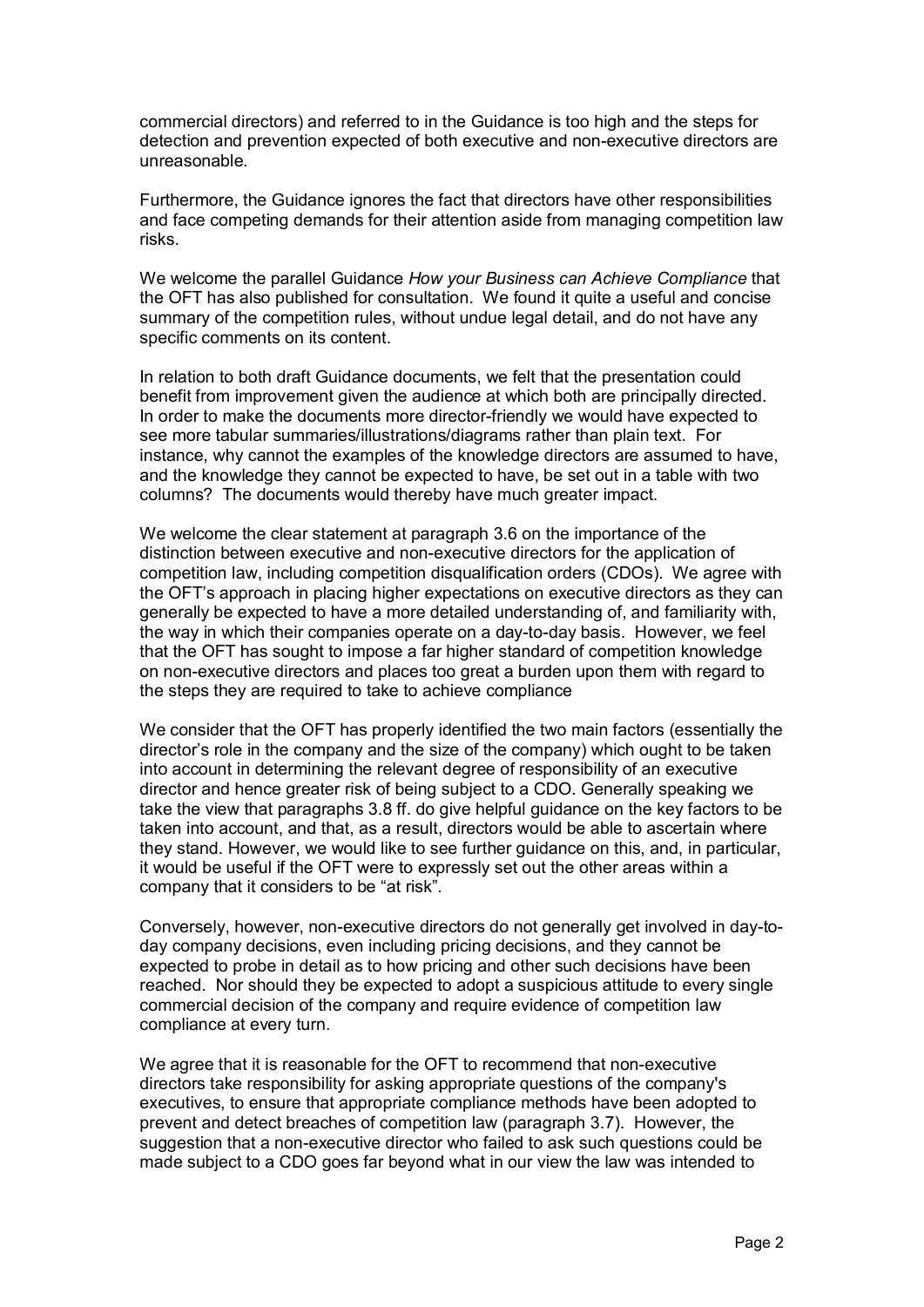commercial directors) and referred to in the Guidance is too high and the steps for detection and prevention expected of both executive and non-executive directors are unreasonable.

Furthermore, the Guidance ignores the fact that directors have other responsibilities and face competing demands for their attention aside from managing competition law risks.

We welcome the parallel Guidance *How your Business can Achieve Compliance* that the OFT has also published for consultation. We found it quite a useful and concise summary of the competition rules, without undue legal detail, and do not have any specific comments on its content.

In relation to both draft Guidance documents, we felt that the presentation could benefit from improvement given the audience at which both are principally directed. In order to make the documents more director-friendly we would have expected to see more tabular summaries/illustrations/diagrams rather than plain text. For instance, why cannot the examples of the knowledge directors are assumed to have, and the knowledge they cannot be expected to have, be set out in a table with two columns? The documents would thereby have much greater impact.

We welcome the clear statement at paragraph 3.6 on the importance of the distinction between executive and non-executive directors for the application of competition law, including competition disqualification orders (CDOs). We agree with the OFT's approach in placing higher expectations on executive directors as they can generally be expected to have a more detailed understanding of, and familiarity with, the way in which their companies operate on a day-to-day basis. However, we feel that the OFT has sought to impose a far higher standard of competition knowledge on non-executive directors and places too great a burden upon them with regard to the steps they are required to take to achieve compliance

We consider that the OFT has properly identified the two main factors (essentially the director's role in the company and the size of the company) which ought to be taken into account in determining the relevant degree of responsibility of an executive director and hence greater risk of being subject to a CDO. Generally speaking we take the view that paragraphs 3.8 ff. do give helpful guidance on the key factors to be taken into account, and that, as a result, directors would be able to ascertain where they stand. However, we would like to see further guidance on this, and, in particular, it would be useful if the OFT were to expressly set out the other areas within a company that it considers to be "at risk".

Conversely, however, non-executive directors do not generally get involved in day-to-day company decisions, even including pricing decisions, and they cannot be expected to probe in detail as to how pricing and other such decisions have been reached. Nor should they be expected to adopt a suspicious attitude to every single commercial decision of the company and require evidence of competition law compliance at every turn.

We agree that it is reasonable for the OFT to recommend that non-executive directors take responsibility for asking appropriate questions of the company's executives, to ensure that appropriate compliance methods have been adopted to prevent and detect breaches of competition law (paragraph 3.7). However, the suggestion that a non-executive director who failed to ask such questions could be made subject to a CDO goes far beyond what in our view the law was intended to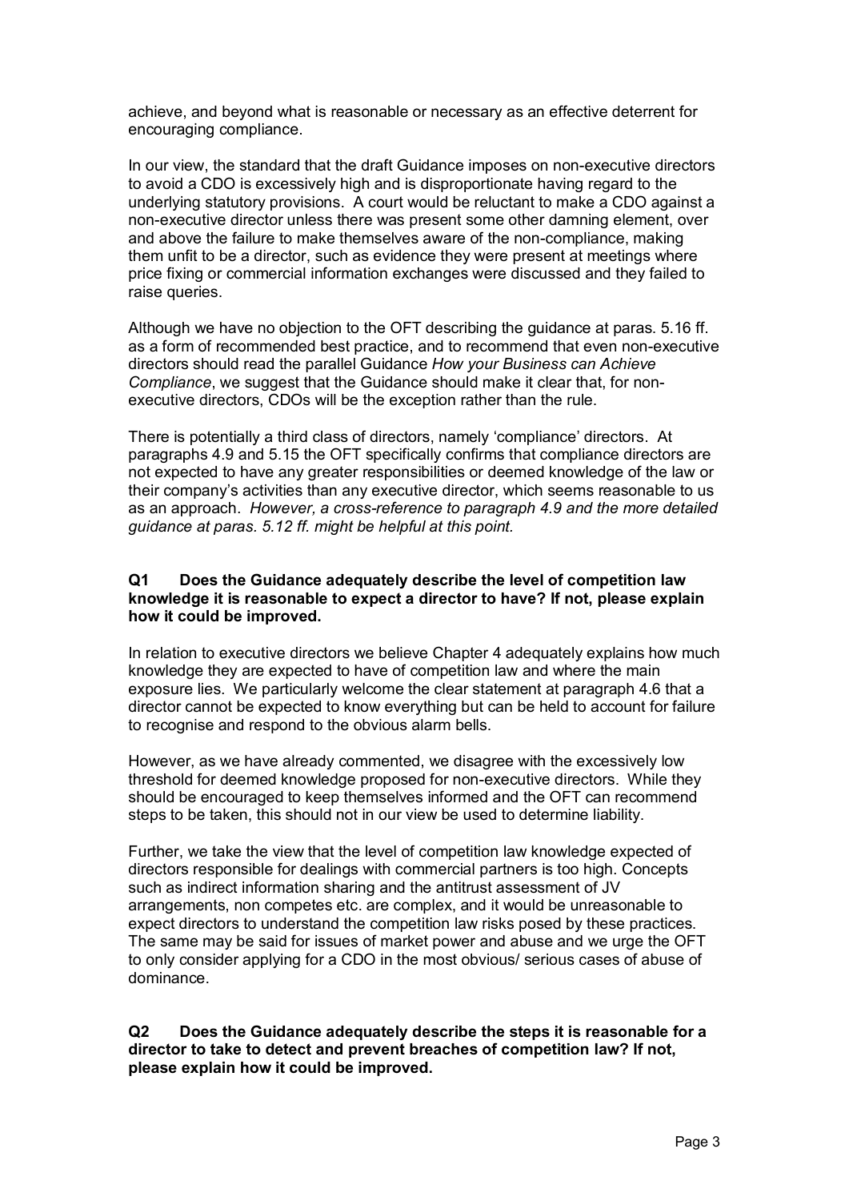achieve, and beyond what is reasonable or necessary as an effective deterrent for encouraging compliance.

In our view, the standard that the draft Guidance imposes on non-executive directors to avoid a CDO is excessively high and is disproportionate having regard to the underlying statutory provisions. A court would be reluctant to make a CDO against a non-executive director unless there was present some other damning element, over and above the failure to make themselves aware of the non-compliance, making them unfit to be a director, such as evidence they were present at meetings where price fixing or commercial information exchanges were discussed and they failed to raise queries.

Although we have no objection to the OFT describing the guidance at paras. 5.16 ff. as a form of recommended best practice, and to recommend that even non-executive directors should read the parallel Guidance *How your Business can Achieve Compliance*, we suggest that the Guidance should make it clear that, for non-executive directors, CDOs will be the exception rather than the rule.

There is potentially a third class of directors, namely 'compliance' directors. At paragraphs 4.9 and 5.15 the OFT specifically confirms that compliance directors are not expected to have any greater responsibilities or deemed knowledge of the law or their company's activities than any executive director, which seems reasonable to us as an approach. *However, a cross-reference to paragraph 4.9 and the more detailed guidance at paras. 5.12 ff. might be helpful at this point.*

**Q1 Does the Guidance adequately describe the level of competition law knowledge it is reasonable to expect a director to have? If not, please explain how it could be improved.**

In relation to executive directors we believe Chapter 4 adequately explains how much knowledge they are expected to have of competition law and where the main exposure lies. We particularly welcome the clear statement at paragraph 4.6 that a director cannot be expected to know everything but can be held to account for failure to recognise and respond to the obvious alarm bells.

However, as we have already commented, we disagree with the excessively low threshold for deemed knowledge proposed for non-executive directors. While they should be encouraged to keep themselves informed and the OFT can recommend steps to be taken, this should not in our view be used to determine liability.

Further, we take the view that the level of competition law knowledge expected of directors responsible for dealings with commercial partners is too high. Concepts such as indirect information sharing and the antitrust assessment of JV arrangements, non competes etc. are complex, and it would be unreasonable to expect directors to understand the competition law risks posed by these practices. The same may be said for issues of market power and abuse and we urge the OFT to only consider applying for a CDO in the most obvious/ serious cases of abuse of dominance.

**Q2 Does the Guidance adequately describe the steps it is reasonable for a director to take to detect and prevent breaches of competition law? If not, please explain how it could be improved.**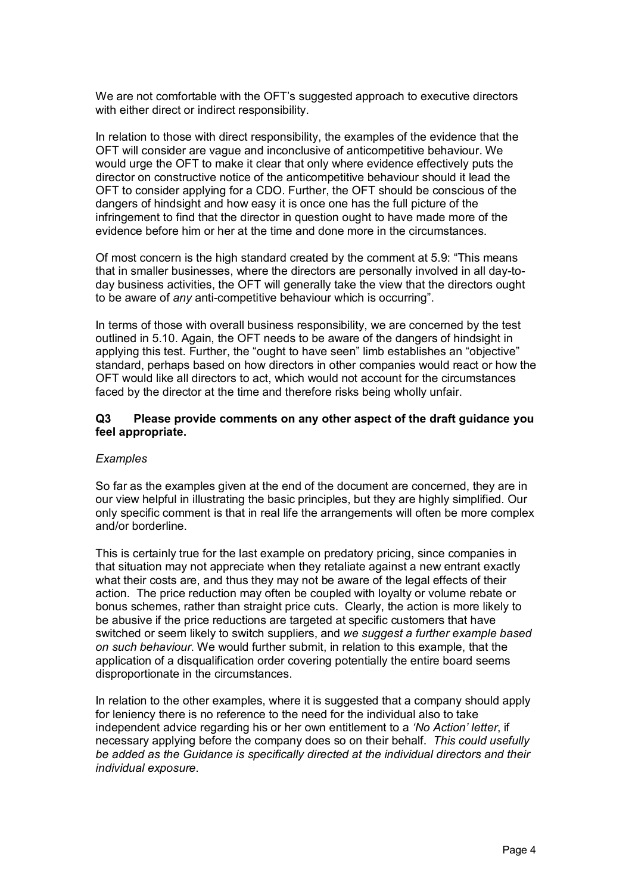We are not comfortable with the OFT's suggested approach to executive directors with either direct or indirect responsibility.

In relation to those with direct responsibility, the examples of the evidence that the OFT will consider are vague and inconclusive of anticompetitive behaviour. We would urge the OFT to make it clear that only where evidence effectively puts the director on constructive notice of the anticompetitive behaviour should it lead the OFT to consider applying for a CDO. Further, the OFT should be conscious of the dangers of hindsight and how easy it is once one has the full picture of the infringement to find that the director in question ought to have made more of the evidence before him or her at the time and done more in the circumstances.

Of most concern is the high standard created by the comment at 5.9: "This means that in smaller businesses, where the directors are personally involved in all day-to-day business activities, the OFT will generally take the view that the directors ought to be aware of *any* anti-competitive behaviour which is occurring".

In terms of those with overall business responsibility, we are concerned by the test outlined in 5.10. Again, the OFT needs to be aware of the dangers of hindsight in applying this test. Further, the "ought to have seen" limb establishes an "objective" standard, perhaps based on how directors in other companies would react or how the OFT would like all directors to act, which would not account for the circumstances faced by the director at the time and therefore risks being wholly unfair.

**Q3 Please provide comments on any other aspect of the draft guidance you feel appropriate.**

*Examples*

So far as the examples given at the end of the document are concerned, they are in our view helpful in illustrating the basic principles, but they are highly simplified. Our only specific comment is that in real life the arrangements will often be more complex and/or borderline.

This is certainly true for the last example on predatory pricing, since companies in that situation may not appreciate when they retaliate against a new entrant exactly what their costs are, and thus they may not be aware of the legal effects of their action. The price reduction may often be coupled with loyalty or volume rebate or bonus schemes, rather than straight price cuts. Clearly, the action is more likely to be abusive if the price reductions are targeted at specific customers that have switched or seem likely to switch suppliers, and *we suggest a further example based on such behaviour*. We would further submit, in relation to this example, that the application of a disqualification order covering potentially the entire board seems disproportionate in the circumstances.

In relation to the other examples, where it is suggested that a company should apply for leniency there is no reference to the need for the individual also to take independent advice regarding his or her own entitlement to a *'No Action' letter*, if necessary applying before the company does so on their behalf. *This could usefully be added as the Guidance is specifically directed at the individual directors and their individual exposure*.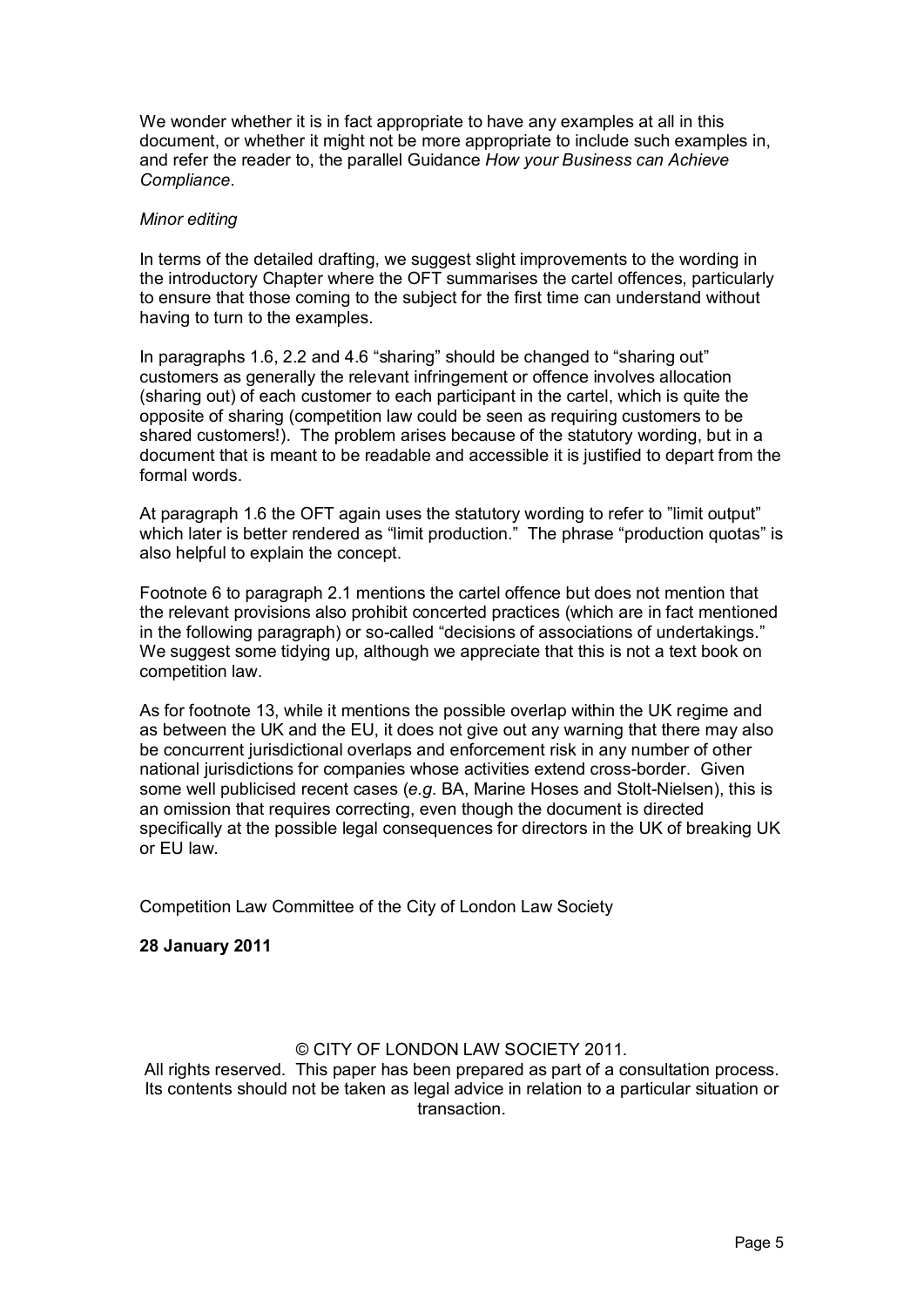We wonder whether it is in fact appropriate to have any examples at all in this document, or whether it might not be more appropriate to include such examples in, and refer the reader to, the parallel Guidance *How your Business can Achieve Compliance*.

*Minor editing*

In terms of the detailed drafting, we suggest slight improvements to the wording in the introductory Chapter where the OFT summarises the cartel offences, particularly to ensure that those coming to the subject for the first time can understand without having to turn to the examples.

In paragraphs 1.6, 2.2 and 4.6 "sharing" should be changed to "sharing out" customers as generally the relevant infringement or offence involves allocation (sharing out) of each customer to each participant in the cartel, which is quite the opposite of sharing (competition law could be seen as requiring customers to be shared customers!). The problem arises because of the statutory wording, but in a document that is meant to be readable and accessible it is justified to depart from the formal words.

At paragraph 1.6 the OFT again uses the statutory wording to refer to "limit output" which later is better rendered as "limit production." The phrase "production quotas" is also helpful to explain the concept.

Footnote 6 to paragraph 2.1 mentions the cartel offence but does not mention that the relevant provisions also prohibit concerted practices (which are in fact mentioned in the following paragraph) or so-called "decisions of associations of undertakings." We suggest some tidying up, although we appreciate that this is not a text book on competition law.

As for footnote 13, while it mentions the possible overlap within the UK regime and as between the UK and the EU, it does not give out any warning that there may also be concurrent jurisdictional overlaps and enforcement risk in any number of other national jurisdictions for companies whose activities extend cross-border. Given some well publicised recent cases (*e.g.* BA, Marine Hoses and Stolt-Nielsen), this is an omission that requires correcting, even though the document is directed specifically at the possible legal consequences for directors in the UK of breaking UK or EU law.

Competition Law Committee of the City of London Law Society

**28 January 2011**

© CITY OF LONDON LAW SOCIETY 2011.
All rights reserved. This paper has been prepared as part of a consultation process. Its contents should not be taken as legal advice in relation to a particular situation or transaction.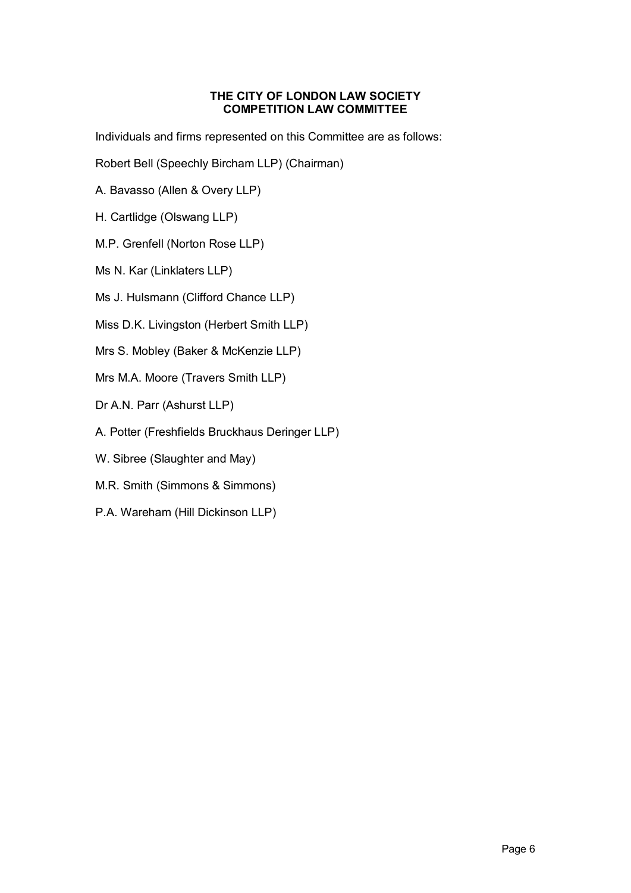**THE CITY OF LONDON LAW SOCIETY**
**COMPETITION LAW COMMITTEE**

Individuals and firms represented on this Committee are as follows:

Robert Bell (Speechly Bircham LLP) (Chairman)

A. Bavasso (Allen & Overy LLP)

H. Cartlidge (Olswang LLP)

M.P. Grenfell (Norton Rose LLP)

Ms N. Kar (Linklaters LLP)

Ms J. Hulsmann (Clifford Chance LLP)

Miss D.K. Livingston (Herbert Smith LLP)

Mrs S. Mobley (Baker & McKenzie LLP)

Mrs M.A. Moore (Travers Smith LLP)

Dr A.N. Parr (Ashurst LLP)

A. Potter (Freshfields Bruckhaus Deringer LLP)

W. Sibree (Slaughter and May)

M.R. Smith (Simmons & Simmons)

P.A. Wareham (Hill Dickinson LLP)